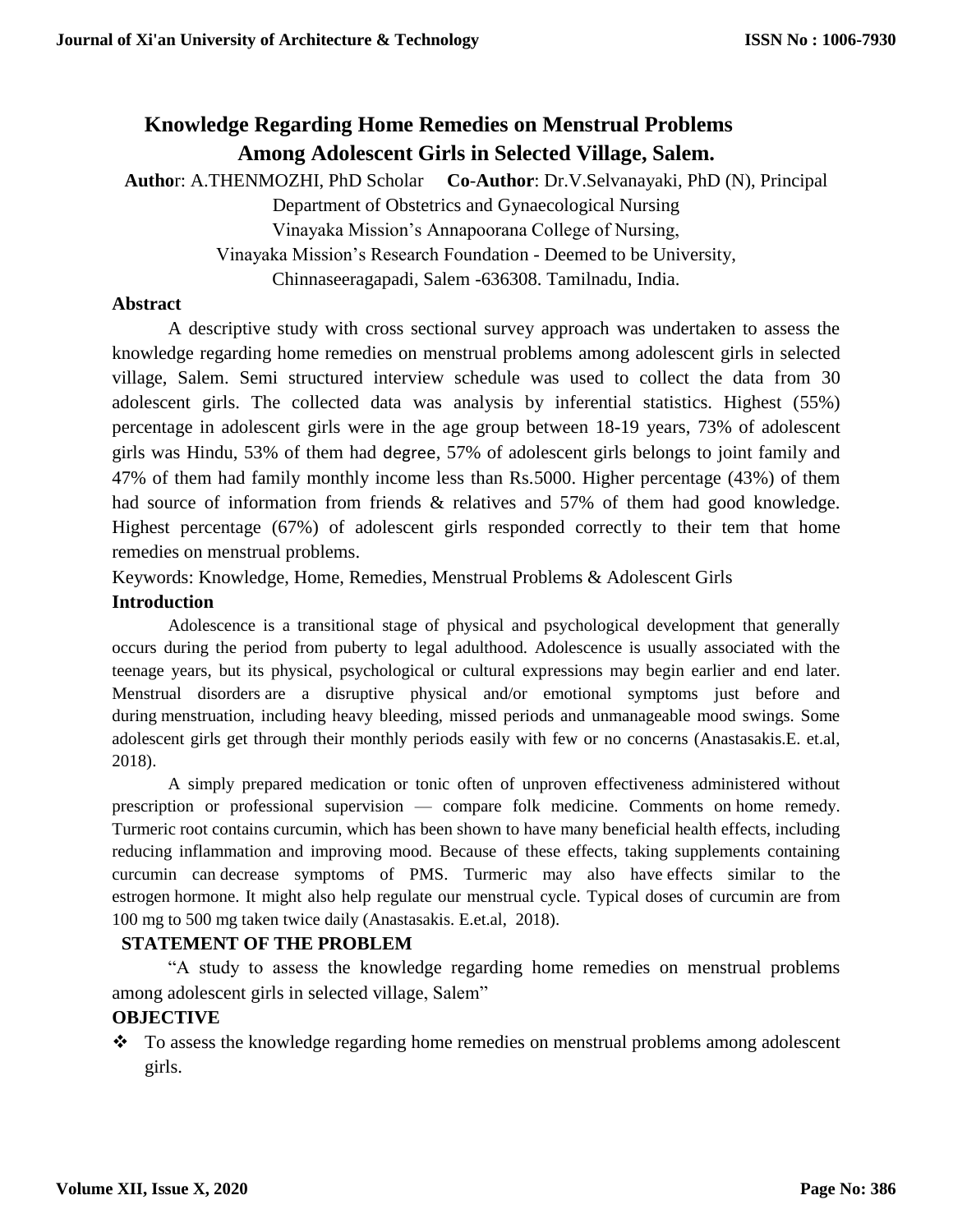# Knowledge Regarding Home Remedies on Menstrual Problems Among Adolescent Girls in Selected Village, Salem.

**Autho**r: A.THENMOZHI, PhD Scholar **Co-Author**: Dr.V.Selvanayaki, PhD (N), Principal

Department of Obstetrics and Gynaecological Nursing

Vinayaka Mission's Annapoorana College of Nursing,

Vinayaka Mission's Research Foundation - Deemed to be University,

Chinnaseeragapadi, Salem -636308. Tamilnadu, India.

## Abstract

A descriptive study with cross sectional survey approach was undertaken to assess the knowledge regarding home remedies on menstrual problems among adolescent girls in selected village, Salem. Semi structured interview schedule was used to collect the data from 30 adolescent girls. The collected data was analysis by inferential statistics. Highest (55%) percentage in adolescent girls were in the age group between 18-19 years, 73% of adolescent girls was Hindu, 53% of them had degree, 57% of adolescent girls belongs to joint family and 47% of them had family monthly income less than Rs.5000. Higher percentage (43%) of them had source of information from friends & relatives and 57% of them had good knowledge. Highest percentage (67%) of adolescent girls responded correctly to their tem that home remedies on menstrual problems.

Keywords: Knowledge, Home, Remedies, Menstrual Problems & Adolescent Girls

## Introduction

Adolescence is a transitional stage of physical and psychological development that generally occurs during the period from puberty to legal adulthood. Adolescence is usually associated with the teenage years, but its physical, psychological or cultural expressions may begin earlier and end later. Menstrual disorders are a disruptive physical and/or emotional symptoms just before and during menstruation, including heavy bleeding, missed periods and unmanageable mood swings. Some adolescent girls get through their monthly periods easily with few or no concerns (Anastasakis.E. et.al, 2018).

A simply prepared medication or tonic often of unproven effectiveness administered without prescription or professional supervision — compare folk medicine. Comments on home remedy. Turmeric root contains curcumin, which has been shown to have many beneficial health effects, including reducing inflammation and improving mood. Because of these effects, taking supplements containing curcumin can decrease symptoms of PMS. Turmeric may also have effects similar to the estrogen hormone. It might also help regulate our menstrual cycle. Typical doses of curcumin are from 100 mg to 500 mg taken twice daily (Anastasakis. E.et.al, 2018).

## STATEMENT OF THE PROBLEM

"A study to assess the knowledge regarding home remedies on menstrual problems among adolescent girls in selected village, Salem"

## OBJECTIVE

- To assess the knowledge regarding home remedies on menstrual problems among adolescent girls.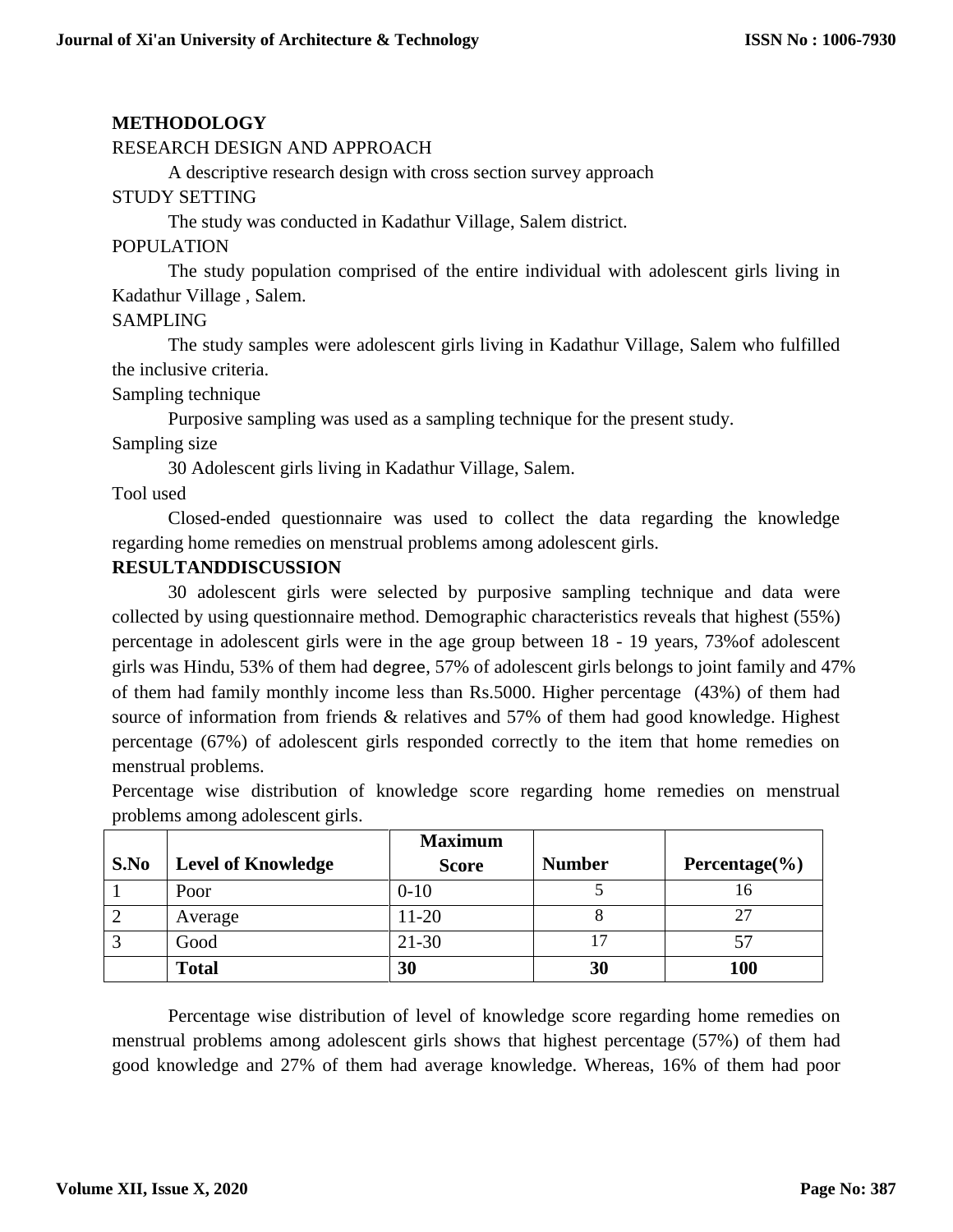## METHODOLOGY

RESEARCH DESIGN AND APPROACH

A descriptive research design with cross section survey approach

STUDY SETTING

The study was conducted in Kadathur Village, Salem district.

POPULATION

The study population comprised of the entire individual with adolescent girls living in Kadathur Village , Salem.

SAMPLING

The study samples were adolescent girls living in Kadathur Village, Salem who fulfilled the inclusive criteria.

Sampling technique

Purposive sampling was used as a sampling technique for the present study.

Sampling size

30 Adolescent girls living in Kadathur Village, Salem.

Tool used

Closed-ended questionnaire was used to collect the data regarding the knowledge regarding home remedies on menstrual problems among adolescent girls.

## RESULTANDDISCUSSION

30 adolescent girls were selected by purposive sampling technique and data were collected by using questionnaire method. Demographic characteristics reveals that highest (55%) percentage in adolescent girls were in the age group between 18 - 19 years, 73%of adolescent girls was Hindu, 53% of them had degree, 57% of adolescent girls belongs to joint family and 47% of them had family monthly income less than Rs.5000. Higher percentage (43%) of them had source of information from friends & relatives and 57% of them had good knowledge. Highest percentage (67%) of adolescent girls responded correctly to the item that home remedies on menstrual problems.

Percentage wise distribution of knowledge score regarding home remedies on menstrual problems among adolescent girls.

| S.No | Level of Knowledge | Maximum Score | Number | Percentage(%) |
|---|---|---|---|---|
| 1 | Poor | 0-10 | 5 | 16 |
| 2 | Average | 11-20 | 8 | 27 |
| 3 | Good | 21-30 | 17 | 57 |
| | **Total** | **30** | **30** | **100** |

Percentage wise distribution of level of knowledge score regarding home remedies on menstrual problems among adolescent girls shows that highest percentage (57%) of them had good knowledge and 27% of them had average knowledge. Whereas, 16% of them had poor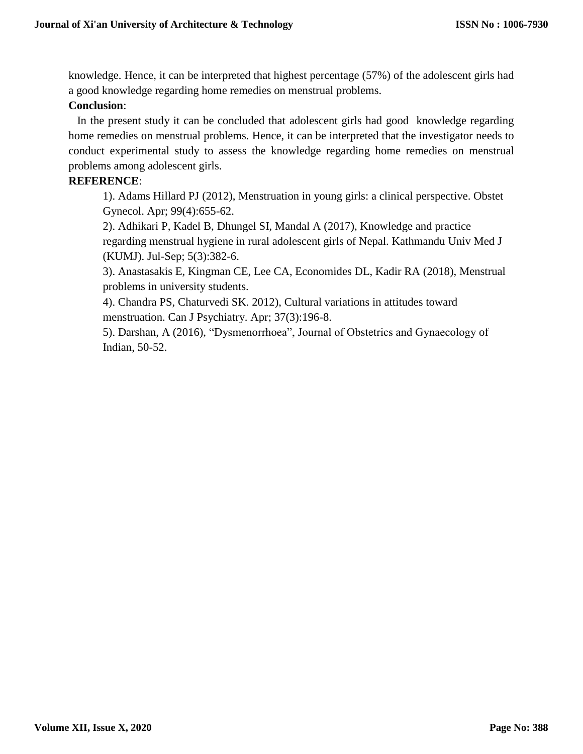knowledge. Hence, it can be interpreted that highest percentage (57%) of the adolescent girls had a good knowledge regarding home remedies on menstrual problems.

**Conclusion**:

In the present study it can be concluded that adolescent girls had good knowledge regarding home remedies on menstrual problems. Hence, it can be interpreted that the investigator needs to conduct experimental study to assess the knowledge regarding home remedies on menstrual problems among adolescent girls.

**REFERENCE**:

1). Adams Hillard PJ (2012), Menstruation in young girls: a clinical perspective. Obstet Gynecol. Apr; 99(4):655-62.

2). Adhikari P, Kadel B, Dhungel SI, Mandal A (2017), Knowledge and practice regarding menstrual hygiene in rural adolescent girls of Nepal. Kathmandu Univ Med J (KUMJ). Jul-Sep; 5(3):382-6.

3). Anastasakis E, Kingman CE, Lee CA, Economides DL, Kadir RA (2018), Menstrual problems in university students.

4). Chandra PS, Chaturvedi SK. 2012), Cultural variations in attitudes toward menstruation. Can J Psychiatry. Apr; 37(3):196-8.

5). Darshan, A (2016), "Dysmenorrhoea", Journal of Obstetrics and Gynaecology of Indian, 50-52.